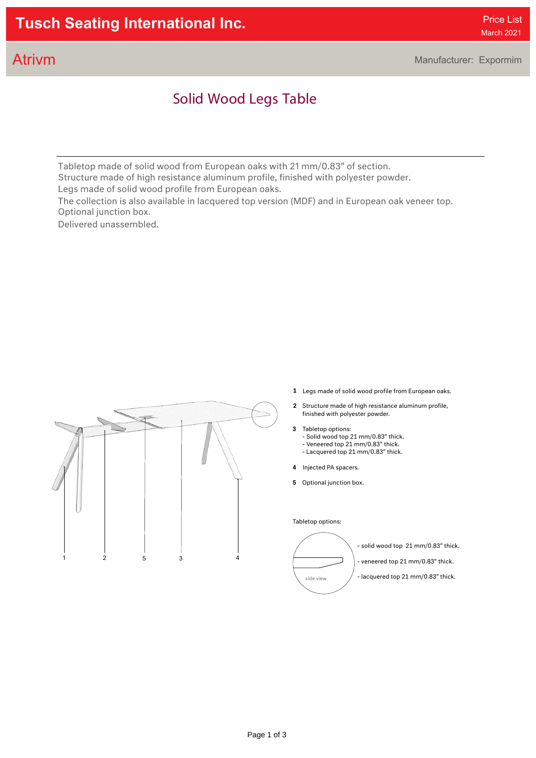# Tusch Seating International Inc.

Price List
March 2021

## Atrivm

Manufacturer: Expormim

## Solid Wood Legs Table

Tabletop made of solid wood from European oaks with 21 mm/0.83” of section.
Structure made of high resistance aluminum profile, finished with polyester powder.
Legs made of solid wood profile from European oaks.
The collection is also available in lacquered top version (MDF) and in European oak veneer top.
Optional junction box.
Delivered unassembled.

1 2 5 3 4

1. Legs made of solid wood profile from European oaks.
2. Structure made of high resistance aluminum profile, finished with polyester powder.
3. Tabletop options:
   - Solid wood top 21 mm/0.83" thick.
   - Veneered top 21 mm/0.83" thick.
   - Lacquered top 21 mm/0.83" thick.
4. Injected PA spacers.
5. Optional junction box.

Tabletop options:

side view

- solid wood top 21 mm/0.83" thick.
- veneered top 21 mm/0.83" thick.
- lacquered top 21 mm/0.83" thick.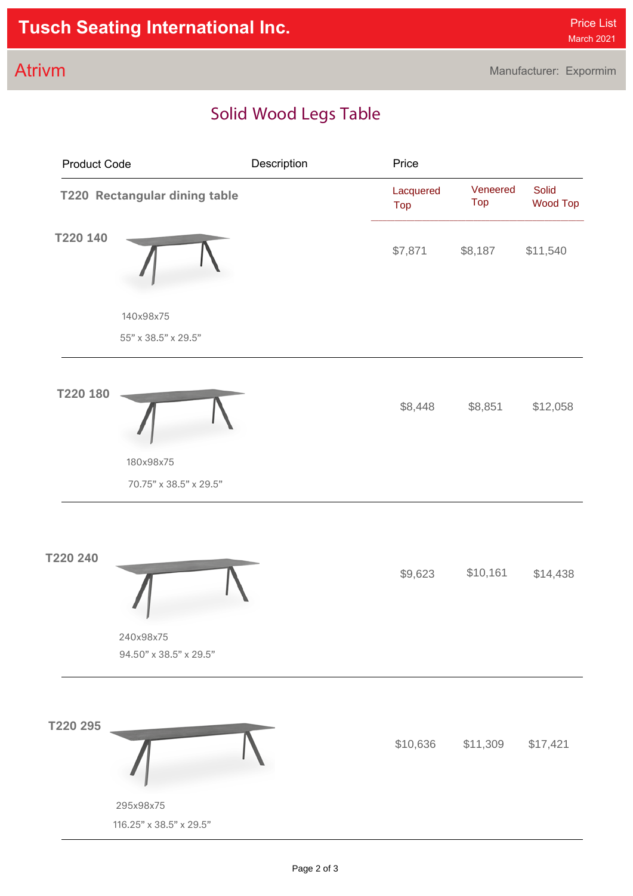Tusch Seating International Inc.

Price List
March 2021

Atrivm

Manufacturer: Expormim

## Solid Wood Legs Table

| Product Code | Description | Price | | |
|---|---|---|---|---|
| **T220 Rectangular dining table** | | Lacquered Top | Veneered Top | Solid Wood Top |
| **T220 140** | 140x98x75<br>55” x 38.5” x 29.5” | $7,871 | $8,187 | $11,540 |
| **T220 180** | 180x98x75<br>70.75” x 38.5” x 29.5” | $8,448 | $8,851 | $12,058 |
| **T220 240** | 240x98x75<br>94.50” x 38.5” x 29.5” | $9,623 | $10,161 | $14,438 |
| **T220 295** | 295x98x75<br>116.25” x 38.5” x 29.5” | $10,636 | $11,309 | $17,421 |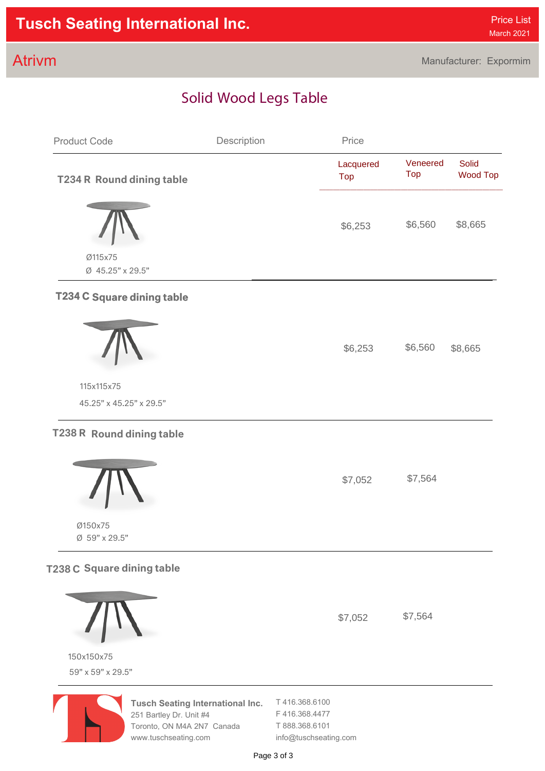# Tusch Seating International Inc.

Price List
March 2021

## Atrivm

Manufacturer: Expormim

## Solid Wood Legs Table

| Product Code | Description | Price: Lacquered Top | Price: Veneered Top | Price: Solid Wood Top |
|---|---|---|---|---|
| **T234 R** | **Round dining table** Ø115x75 Ø 45.25" x 29.5" | $6,253 | $6,560 | $8,665 |
| **T234 C** | **Square dining table** 115x115x75 45.25" x 45.25" x 29.5" | $6,253 | $6,560 | $8,665 |
| **T238 R** | **Round dining table** Ø150x75 Ø 59" x 29.5" | $7,052 | $7,564 | |
| **T238 C** | **Square dining table** 150x150x75 59" x 59" x 29.5" | $7,052 | $7,564 | |

**Tusch Seating International Inc.**
251 Bartley Dr. Unit #4
Toronto, ON M4A 2N7 Canada
www.tuschseating.com

T 416.368.6100
F 416.368.4477
T 888.368.6101
info@tuschseating.com